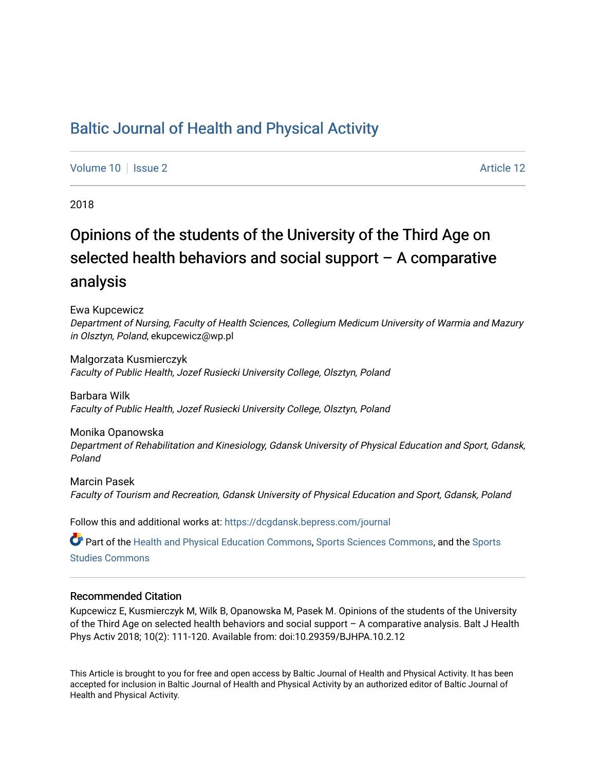# Baltic Journal of Health and Physical Activity

Volume 10 | Issue 2 | Article 12

2018

## Opinions of the students of the University of the Third Age on selected health behaviors and social support – A comparative analysis

Ewa Kupcewicz
*Department of Nursing, Faculty of Health Sciences, Collegium Medicum University of Warmia and Mazury in Olsztyn, Poland*, ekupcewicz@wp.pl

Malgorzata Kusmierczyk
*Faculty of Public Health, Jozef Rusiecki University College, Olsztyn, Poland*

Barbara Wilk
*Faculty of Public Health, Jozef Rusiecki University College, Olsztyn, Poland*

Monika Opanowska
*Department of Rehabilitation and Kinesiology, Gdansk University of Physical Education and Sport, Gdansk, Poland*

Marcin Pasek
*Faculty of Tourism and Recreation, Gdansk University of Physical Education and Sport, Gdansk, Poland*

Follow this and additional works at: https://dcgdansk.bepress.com/journal

Part of the Health and Physical Education Commons, Sports Sciences Commons, and the Sports Studies Commons

### Recommended Citation

Kupcewicz E, Kusmierczyk M, Wilk B, Opanowska M, Pasek M. Opinions of the students of the University of the Third Age on selected health behaviors and social support – A comparative analysis. Balt J Health Phys Activ 2018; 10(2): 111-120. Available from: doi:10.29359/BJHPA.10.2.12

This Article is brought to you for free and open access by Baltic Journal of Health and Physical Activity. It has been accepted for inclusion in Baltic Journal of Health and Physical Activity by an authorized editor of Baltic Journal of Health and Physical Activity.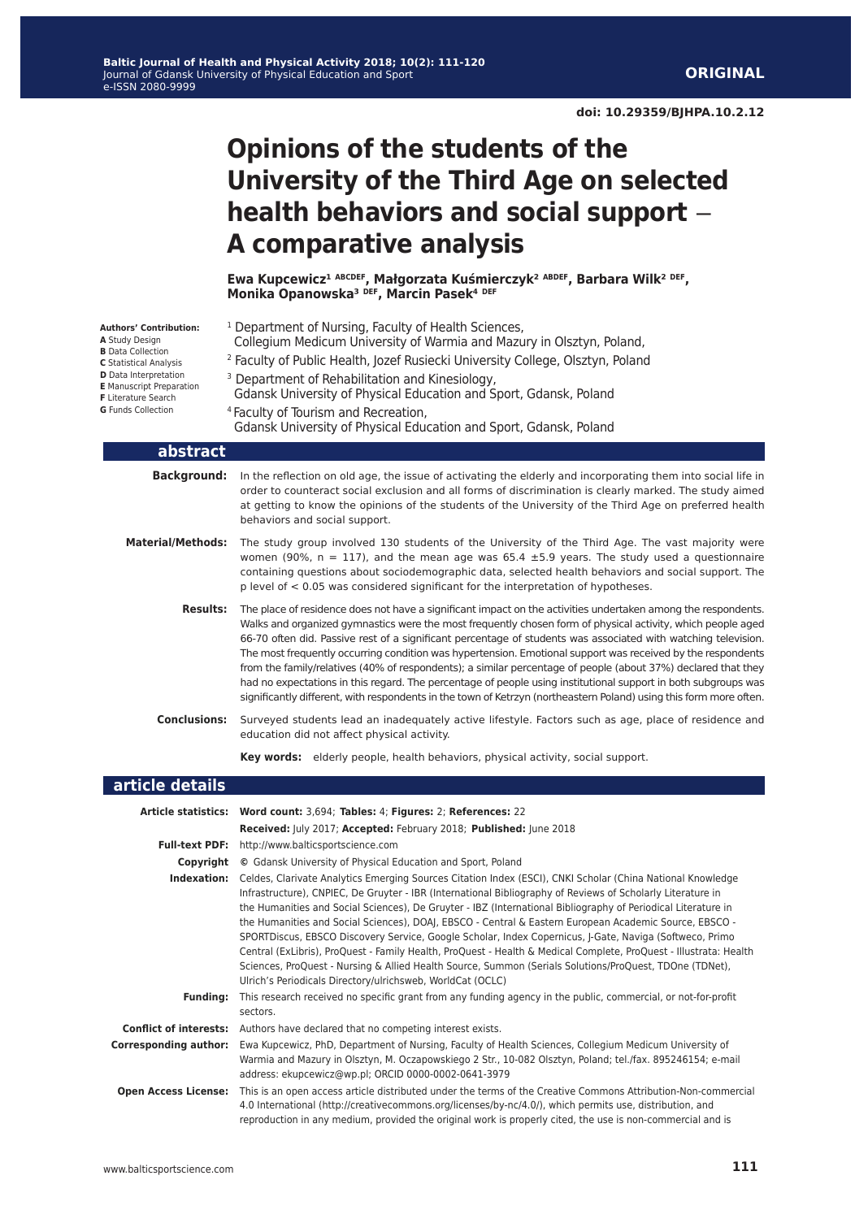**ORIGINAL**

doi: 10.29359/BJHPA.10.2.12

# Opinions of the students of the University of the Third Age on selected health behaviors and social support – A comparative analysis

**Ewa Kupcewicz[1 ABCDEF], Małgorzata Kuśmierczyk[2 ABDEF], Barbara Wilk[2 DEF], Monika Opanowska[3 DEF], Marcin Pasek[4 DEF]**

**Authors' Contribution:**
**A** Study Design
**B** Data Collection
**C** Statistical Analysis
**D** Data Interpretation
**E** Manuscript Preparation
**F** Literature Search
**G** Funds Collection

[1] Department of Nursing, Faculty of Health Sciences, Collegium Medicum University of Warmia and Mazury in Olsztyn, Poland,
[2] Faculty of Public Health, Jozef Rusiecki University College, Olsztyn, Poland
[3] Department of Rehabilitation and Kinesiology, Gdansk University of Physical Education and Sport, Gdansk, Poland
[4] Faculty of Tourism and Recreation, Gdansk University of Physical Education and Sport, Gdansk, Poland

## abstract

**Background:** In the reflection on old age, the issue of activating the elderly and incorporating them into social life in order to counteract social exclusion and all forms of discrimination is clearly marked. The study aimed at getting to know the opinions of the students of the University of the Third Age on preferred health behaviors and social support.

**Material/Methods:** The study group involved 130 students of the University of the Third Age. The vast majority were women (90%, n = 117), and the mean age was 65.4 ±5.9 years. The study used a questionnaire containing questions about sociodemographic data, selected health behaviors and social support. The p level of $< 0.05$ was considered significant for the interpretation of hypotheses.

**Results:** The place of residence does not have a significant impact on the activities undertaken among the respondents. Walks and organized gymnastics were the most frequently chosen form of physical activity, which people aged 66-70 often did. Passive rest of a significant percentage of students was associated with watching television. The most frequently occurring condition was hypertension. Emotional support was received by the respondents from the family/relatives (40% of respondents); a similar percentage of people (about 37%) declared that they had no expectations in this regard. The percentage of people using institutional support in both subgroups was significantly different, with respondents in the town of Ketrzyn (northeastern Poland) using this form more often.

**Conclusions:** Surveyed students lead an inadequately active lifestyle. Factors such as age, place of residence and education did not affect physical activity.

**Key words:** elderly people, health behaviors, physical activity, social support.

## article details

**Article statistics:** **Word count:** 3,694; **Tables:** 4; **Figures:** 2; **References:** 22

**Received:** July 2017; **Accepted:** February 2018; **Published:** June 2018

**Full-text PDF:** http://www.balticsportscience.com

**Copyright** © Gdansk University of Physical Education and Sport, Poland

**Indexation:** Celdes, Clarivate Analytics Emerging Sources Citation Index (ESCI), CNKI Scholar (China National Knowledge Infrastructure), CNPIEC, De Gruyter - IBR (International Bibliography of Reviews of Scholarly Literature in the Humanities and Social Sciences), De Gruyter - IBZ (International Bibliography of Periodical Literature in the Humanities and Social Sciences), DOAJ, EBSCO - Central & Eastern European Academic Source, EBSCO - SPORTDiscus, EBSCO Discovery Service, Google Scholar, Index Copernicus, J-Gate, Naviga (Softweco, Primo Central (ExLibris), ProQuest - Family Health, ProQuest - Health & Medical Complete, ProQuest - Illustrata: Health Sciences, ProQuest - Nursing & Allied Health Source, Summon (Serials Solutions/ProQuest, TDOne (TDNet), Ulrich's Periodicals Directory/ulrichsweb, WorldCat (OCLC)

**Funding:** This research received no specific grant from any funding agency in the public, commercial, or not-for-profit sectors.

**Conflict of interests:** Authors have declared that no competing interest exists.

**Corresponding author:** Ewa Kupcewicz, PhD, Department of Nursing, Faculty of Health Sciences, Collegium Medicum University of Warmia and Mazury in Olsztyn, M. Oczapowskiego 2 Str., 10-082 Olsztyn, Poland; tel./fax. 895246154; e-mail address: ekupcewicz@wp.pl; ORCID 0000-0002-0641-3979

**Open Access License:** This is an open access article distributed under the terms of the Creative Commons Attribution-Non-commercial 4.0 International (http://creativecommons.org/licenses/by-nc/4.0/), which permits use, distribution, and reproduction in any medium, provided the original work is properly cited, the use is non-commercial and is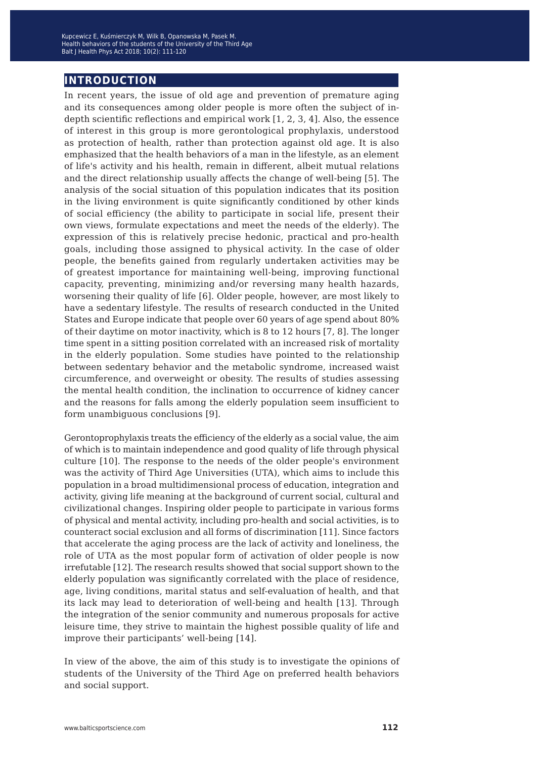# INTRODUCTION

In recent years, the issue of old age and prevention of premature aging and its consequences among older people is more often the subject of in-depth scientific reflections and empirical work [1, 2, 3, 4]. Also, the essence of interest in this group is more gerontological prophylaxis, understood as protection of health, rather than protection against old age. It is also emphasized that the health behaviors of a man in the lifestyle, as an element of life's activity and his health, remain in different, albeit mutual relations and the direct relationship usually affects the change of well-being [5]. The analysis of the social situation of this population indicates that its position in the living environment is quite significantly conditioned by other kinds of social efficiency (the ability to participate in social life, present their own views, formulate expectations and meet the needs of the elderly). The expression of this is relatively precise hedonic, practical and pro-health goals, including those assigned to physical activity. In the case of older people, the benefits gained from regularly undertaken activities may be of greatest importance for maintaining well-being, improving functional capacity, preventing, minimizing and/or reversing many health hazards, worsening their quality of life [6]. Older people, however, are most likely to have a sedentary lifestyle. The results of research conducted in the United States and Europe indicate that people over 60 years of age spend about 80% of their daytime on motor inactivity, which is 8 to 12 hours [7, 8]. The longer time spent in a sitting position correlated with an increased risk of mortality in the elderly population. Some studies have pointed to the relationship between sedentary behavior and the metabolic syndrome, increased waist circumference, and overweight or obesity. The results of studies assessing the mental health condition, the inclination to occurrence of kidney cancer and the reasons for falls among the elderly population seem insufficient to form unambiguous conclusions [9].

Gerontoprophylaxis treats the efficiency of the elderly as a social value, the aim of which is to maintain independence and good quality of life through physical culture [10]. The response to the needs of the older people's environment was the activity of Third Age Universities (UTA), which aims to include this population in a broad multidimensional process of education, integration and activity, giving life meaning at the background of current social, cultural and civilizational changes. Inspiring older people to participate in various forms of physical and mental activity, including pro-health and social activities, is to counteract social exclusion and all forms of discrimination [11]. Since factors that accelerate the aging process are the lack of activity and loneliness, the role of UTA as the most popular form of activation of older people is now irrefutable [12]. The research results showed that social support shown to the elderly population was significantly correlated with the place of residence, age, living conditions, marital status and self-evaluation of health, and that its lack may lead to deterioration of well-being and health [13]. Through the integration of the senior community and numerous proposals for active leisure time, they strive to maintain the highest possible quality of life and improve their participants' well-being [14].

In view of the above, the aim of this study is to investigate the opinions of students of the University of the Third Age on preferred health behaviors and social support.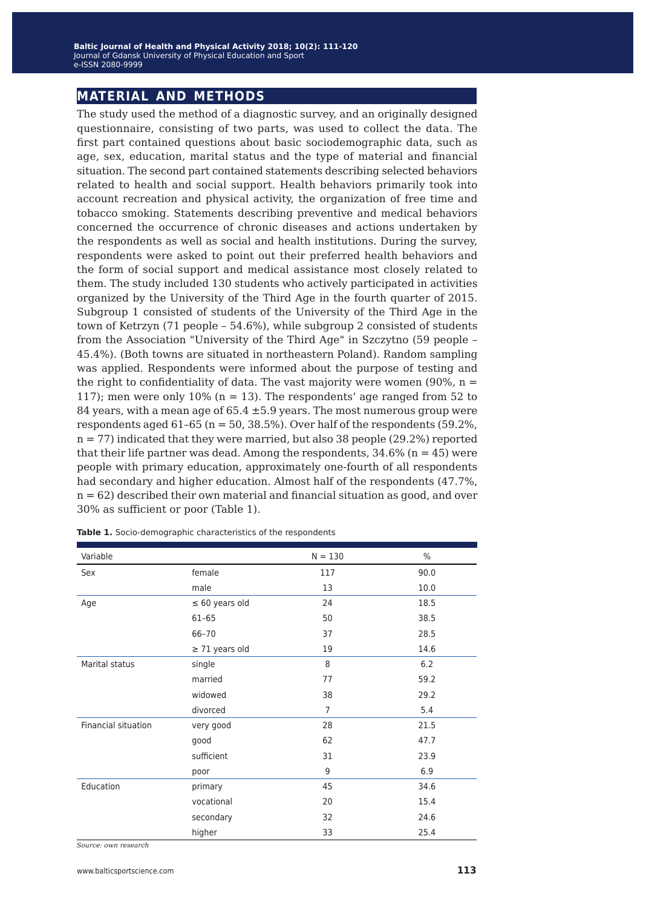## MATERIAL AND METHODS

The study used the method of a diagnostic survey, and an originally designed questionnaire, consisting of two parts, was used to collect the data. The first part contained questions about basic sociodemographic data, such as age, sex, education, marital status and the type of material and financial situation. The second part contained statements describing selected behaviors related to health and social support. Health behaviors primarily took into account recreation and physical activity, the organization of free time and tobacco smoking. Statements describing preventive and medical behaviors concerned the occurrence of chronic diseases and actions undertaken by the respondents as well as social and health institutions. During the survey, respondents were asked to point out their preferred health behaviors and the form of social support and medical assistance most closely related to them. The study included 130 students who actively participated in activities organized by the University of the Third Age in the fourth quarter of 2015. Subgroup 1 consisted of students of the University of the Third Age in the town of Ketrzyn (71 people – 54.6%), while subgroup 2 consisted of students from the Association "University of the Third Age" in Szczytno (59 people – 45.4%). (Both towns are situated in northeastern Poland). Random sampling was applied. Respondents were informed about the purpose of testing and the right to confidentiality of data. The vast majority were women (90%, n = 117); men were only 10% (n = 13). The respondents' age ranged from 52 to 84 years, with a mean age of 65.4 ±5.9 years. The most numerous group were respondents aged 61–65 (n = 50, 38.5%). Over half of the respondents (59.2%, n = 77) indicated that they were married, but also 38 people (29.2%) reported that their life partner was dead. Among the respondents, 34.6% (n = 45) were people with primary education, approximately one-fourth of all respondents had secondary and higher education. Almost half of the respondents (47.7%, n = 62) described their own material and financial situation as good, and over 30% as sufficient or poor (Table 1).

**Table 1.** Socio-demographic characteristics of the respondents

| Variable | | N = 130 | % |
|---|---|---|---|
| Sex | female | 117 | 90.0 |
| | male | 13 | 10.0 |
| Age | ≤ 60 years old | 24 | 18.5 |
| | 61–65 | 50 | 38.5 |
| | 66–70 | 37 | 28.5 |
| | ≥ 71 years old | 19 | 14.6 |
| Marital status | single | 8 | 6.2 |
| | married | 77 | 59.2 |
| | widowed | 38 | 29.2 |
| | divorced | 7 | 5.4 |
| Financial situation | very good | 28 | 21.5 |
| | good | 62 | 47.7 |
| | sufficient | 31 | 23.9 |
| | poor | 9 | 6.9 |
| Education | primary | 45 | 34.6 |
| | vocational | 20 | 15.4 |
| | secondary | 32 | 24.6 |
| | higher | 33 | 25.4 |

*Source: own research*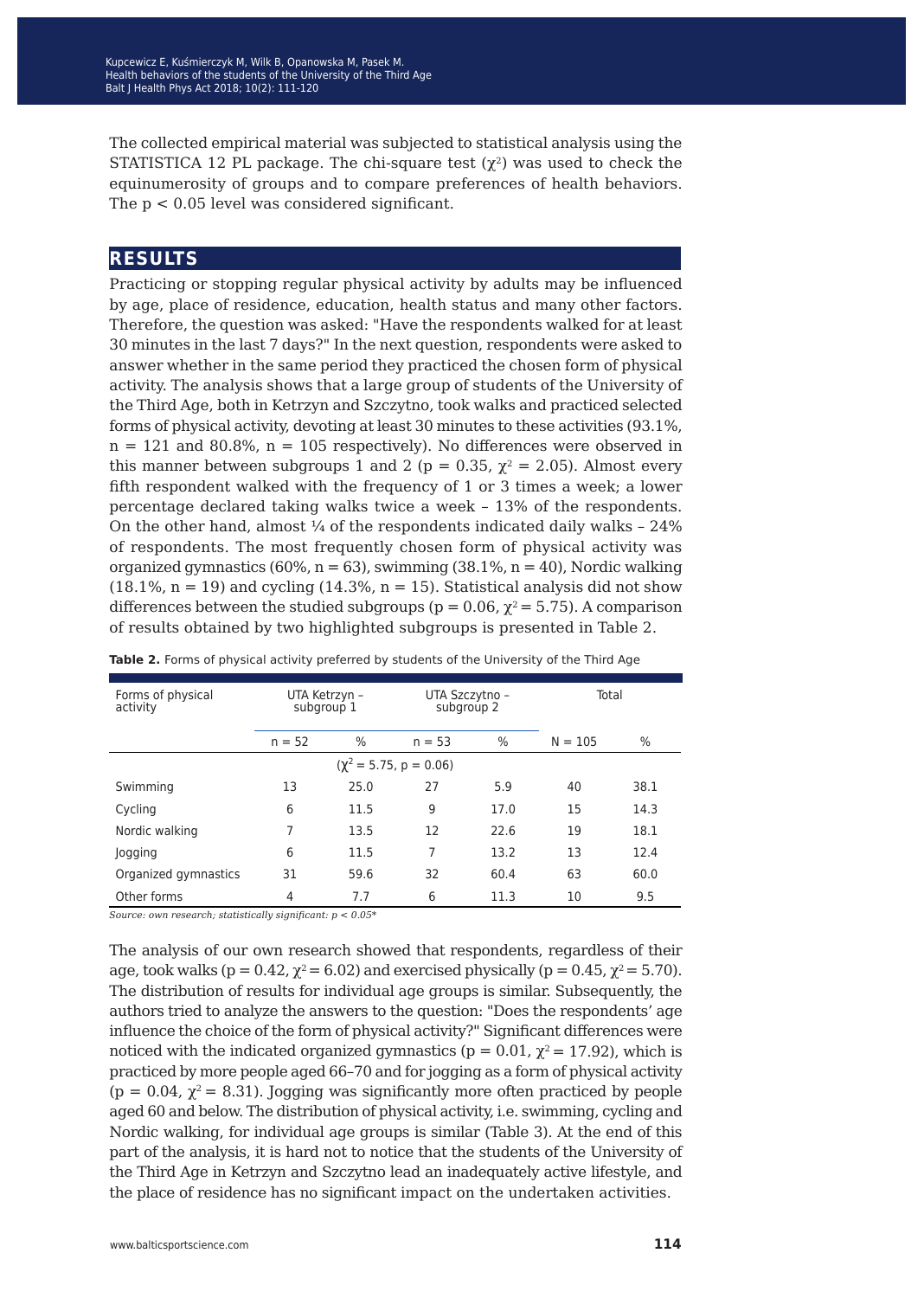The collected empirical material was subjected to statistical analysis using the STATISTICA 12 PL package. The chi-square test ($\chi^2$) was used to check the equinumerosity of groups and to compare preferences of health behaviors. The $p < 0.05$ level was considered significant.

## RESULTS

Practicing or stopping regular physical activity by adults may be influenced by age, place of residence, education, health status and many other factors. Therefore, the question was asked: "Have the respondents walked for at least 30 minutes in the last 7 days?" In the next question, respondents were asked to answer whether in the same period they practiced the chosen form of physical activity. The analysis shows that a large group of students of the University of the Third Age, both in Ketrzyn and Szczytno, took walks and practiced selected forms of physical activity, devoting at least 30 minutes to these activities (93.1%, n = 121 and 80.8%, n = 105 respectively). No differences were observed in this manner between subgroups 1 and 2 ($p = 0.35$, $\chi^2 = 2.05$). Almost every fifth respondent walked with the frequency of 1 or 3 times a week; a lower percentage declared taking walks twice a week – 13% of the respondents. On the other hand, almost ¼ of the respondents indicated daily walks – 24% of respondents. The most frequently chosen form of physical activity was organized gymnastics (60%, n = 63), swimming (38.1%, n = 40), Nordic walking (18.1%, n = 19) and cycling (14.3%, n = 15). Statistical analysis did not show differences between the studied subgroups ($p = 0.06$, $\chi^2 = 5.75$). A comparison of results obtained by two highlighted subgroups is presented in Table 2.

**Table 2.** Forms of physical activity preferred by students of the University of the Third Age

| Forms of physical activity | UTA Ketrzyn – subgroup 1 | | UTA Szczytno – subgroup 2 | | Total | |
|---|---|---|---|---|---|---|
| | n = 52 | % | n = 53 | % | N = 105 | % |
| | | | ($\chi^2 = 5.75$, $p = 0.06$) | | | |
| Swimming | 13 | 25.0 | 27 | 5.9 | 40 | 38.1 |
| Cycling | 6 | 11.5 | 9 | 17.0 | 15 | 14.3 |
| Nordic walking | 7 | 13.5 | 12 | 22.6 | 19 | 18.1 |
| Jogging | 6 | 11.5 | 7 | 13.2 | 13 | 12.4 |
| Organized gymnastics | 31 | 59.6 | 32 | 60.4 | 63 | 60.0 |
| Other forms | 4 | 7.7 | 6 | 11.3 | 10 | 9.5 |

*Source: own research; statistically significant: $p < 0.05$\**

The analysis of our own research showed that respondents, regardless of their age, took walks ($p = 0.42$, $\chi^2 = 6.02$) and exercised physically ($p = 0.45$, $\chi^2 = 5.70$). The distribution of results for individual age groups is similar. Subsequently, the authors tried to analyze the answers to the question: "Does the respondents' age influence the choice of the form of physical activity?" Significant differences were noticed with the indicated organized gymnastics ($p = 0.01$, $\chi^2 = 17.92$), which is practiced by more people aged 66–70 and for jogging as a form of physical activity ($p = 0.04$, $\chi^2 = 8.31$). Jogging was significantly more often practiced by people aged 60 and below. The distribution of physical activity, i.e. swimming, cycling and Nordic walking, for individual age groups is similar (Table 3). At the end of this part of the analysis, it is hard not to notice that the students of the University of the Third Age in Ketrzyn and Szczytno lead an inadequately active lifestyle, and the place of residence has no significant impact on the undertaken activities.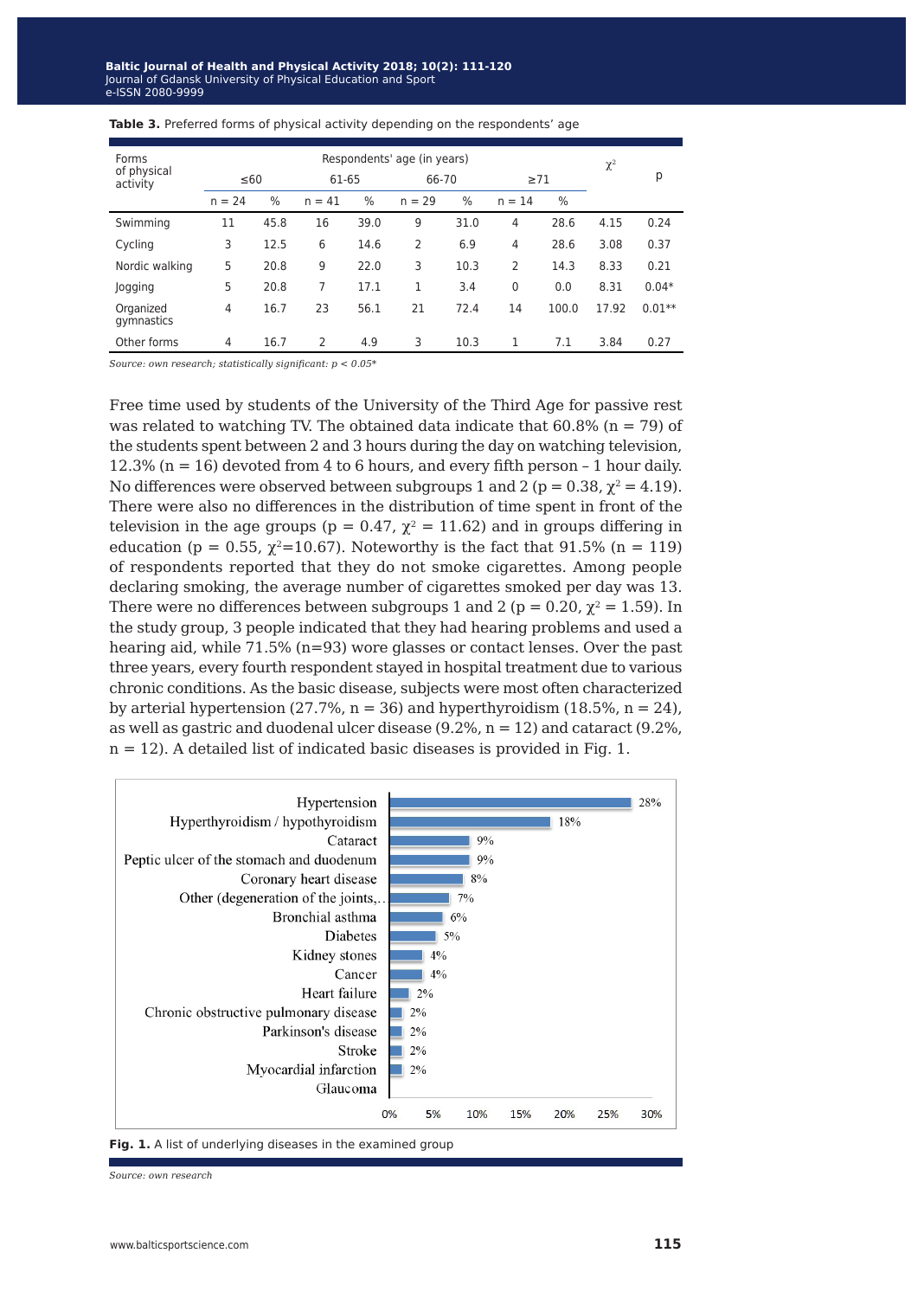**Table 3.** Preferred forms of physical activity depending on the respondents' age

| Forms of physical activity | Respondents' age (in years) | | | | | | | | $\chi^2$ | p |
|---|---|---|---|---|---|---|---|---|---|---|
| | ≤60 | | 61-65 | | 66-70 | | ≥71 | | | |
| | n = 24 | % | n = 41 | % | n = 29 | % | n = 14 | % | | |
| Swimming | 11 | 45.8 | 16 | 39.0 | 9 | 31.0 | 4 | 28.6 | 4.15 | 0.24 |
| Cycling | 3 | 12.5 | 6 | 14.6 | 2 | 6.9 | 4 | 28.6 | 3.08 | 0.37 |
| Nordic walking | 5 | 20.8 | 9 | 22.0 | 3 | 10.3 | 2 | 14.3 | 8.33 | 0.21 |
| Jogging | 5 | 20.8 | 7 | 17.1 | 1 | 3.4 | 0 | 0.0 | 8.31 | 0.04* |
| Organized gymnastics | 4 | 16.7 | 23 | 56.1 | 21 | 72.4 | 14 | 100.0 | 17.92 | 0.01** |
| Other forms | 4 | 16.7 | 2 | 4.9 | 3 | 10.3 | 1 | 7.1 | 3.84 | 0.27 |

*Source: own research; statistically significant: p < 0.05**

Free time used by students of the University of the Third Age for passive rest was related to watching TV. The obtained data indicate that 60.8% (n = 79) of the students spent between 2 and 3 hours during the day on watching television, 12.3% (n = 16) devoted from 4 to 6 hours, and every fifth person – 1 hour daily. No differences were observed between subgroups 1 and 2 ($p = 0.38$, $\chi^2 = 4.19$). There were also no differences in the distribution of time spent in front of the television in the age groups ($p = 0.47$, $\chi^2 = 11.62$) and in groups differing in education ($p = 0.55$, $\chi^2 = 10.67$). Noteworthy is the fact that 91.5% (n = 119) of respondents reported that they do not smoke cigarettes. Among people declaring smoking, the average number of cigarettes smoked per day was 13. There were no differences between subgroups 1 and 2 ($p = 0.20$, $\chi^2 = 1.59$). In the study group, 3 people indicated that they had hearing problems and used a hearing aid, while 71.5% (n=93) wore glasses or contact lenses. Over the past three years, every fourth respondent stayed in hospital treatment due to various chronic conditions. As the basic disease, subjects were most often characterized by arterial hypertension (27.7%, n = 36) and hyperthyroidism (18.5%, n = 24), as well as gastric and duodenal ulcer disease (9.2%, n = 12) and cataract (9.2%, n = 12). A detailed list of indicated basic diseases is provided in Fig. 1.

| Disease | % |
|---|---|
| Hypertension | 28% |
| Hyperthyroidism / hypothyroidism | 18% |
| Cataract | 9% |
| Peptic ulcer of the stomach and duodenum | 9% |
| Coronary heart disease | 8% |
| Other (degeneration of the joints,.. | 7% |
| Bronchial asthma | 6% |
| Diabetes | 5% |
| Kidney stones | 4% |
| Cancer | 4% |
| Heart failure | 2% |
| Chronic obstructive pulmonary disease | 2% |
| Parkinson's disease | 2% |
| Stroke | 2% |
| Myocardial infarction | 2% |
| Glaucoma | |

**Fig. 1.** A list of underlying diseases in the examined group

*Source: own research*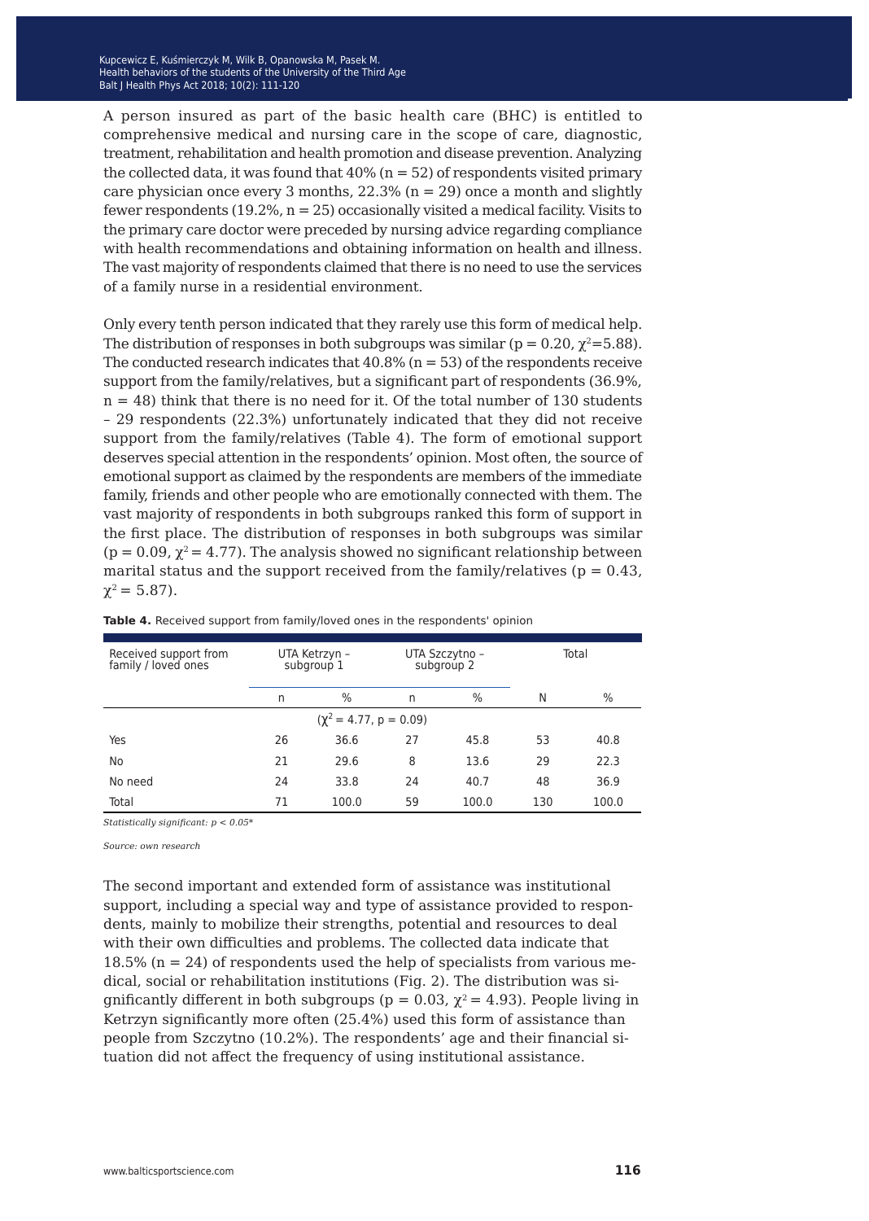A person insured as part of the basic health care (BHC) is entitled to comprehensive medical and nursing care in the scope of care, diagnostic, treatment, rehabilitation and health promotion and disease prevention. Analyzing the collected data, it was found that 40% (n = 52) of respondents visited primary care physician once every 3 months, 22.3% (n = 29) once a month and slightly fewer respondents (19.2%, n = 25) occasionally visited a medical facility. Visits to the primary care doctor were preceded by nursing advice regarding compliance with health recommendations and obtaining information on health and illness. The vast majority of respondents claimed that there is no need to use the services of a family nurse in a residential environment.

Only every tenth person indicated that they rarely use this form of medical help. The distribution of responses in both subgroups was similar ($p = 0.20$, $\chi^2=5.88$). The conducted research indicates that 40.8% (n = 53) of the respondents receive support from the family/relatives, but a significant part of respondents (36.9%, n = 48) think that there is no need for it. Of the total number of 130 students – 29 respondents (22.3%) unfortunately indicated that they did not receive support from the family/relatives (Table 4). The form of emotional support deserves special attention in the respondents' opinion. Most often, the source of emotional support as claimed by the respondents are members of the immediate family, friends and other people who are emotionally connected with them. The vast majority of respondents in both subgroups ranked this form of support in the first place. The distribution of responses in both subgroups was similar ($p = 0.09$, $\chi^2 = 4.77$). The analysis showed no significant relationship between marital status and the support received from the family/relatives ($p = 0.43$, $\chi^2 = 5.87$).

**Table 4.** Received support from family/loved ones in the respondents' opinion

| Received support from family / loved ones | UTA Ketrzyn – subgroup 1 | | UTA Szczytno – subgroup 2 | | Total | |
|---|---|---|---|---|---|---|
| | n | % | n | % | N | % |
| ($\chi^2 = 4.77$, $p = 0.09$) | | | | | | |
| Yes | 26 | 36.6 | 27 | 45.8 | 53 | 40.8 |
| No | 21 | 29.6 | 8 | 13.6 | 29 | 22.3 |
| No need | 24 | 33.8 | 24 | 40.7 | 48 | 36.9 |
| Total | 71 | 100.0 | 59 | 100.0 | 130 | 100.0 |

*Statistically significant: $p < 0.05$**

*Source: own research*

The second important and extended form of assistance was institutional support, including a special way and type of assistance provided to respondents, mainly to mobilize their strengths, potential and resources to deal with their own difficulties and problems. The collected data indicate that 18.5% (n = 24) of respondents used the help of specialists from various medical, social or rehabilitation institutions (Fig. 2). The distribution was significantly different in both subgroups ($p = 0.03$, $\chi^2 = 4.93$). People living in Ketrzyn significantly more often (25.4%) used this form of assistance than people from Szczytno (10.2%). The respondents' age and their financial situation did not affect the frequency of using institutional assistance.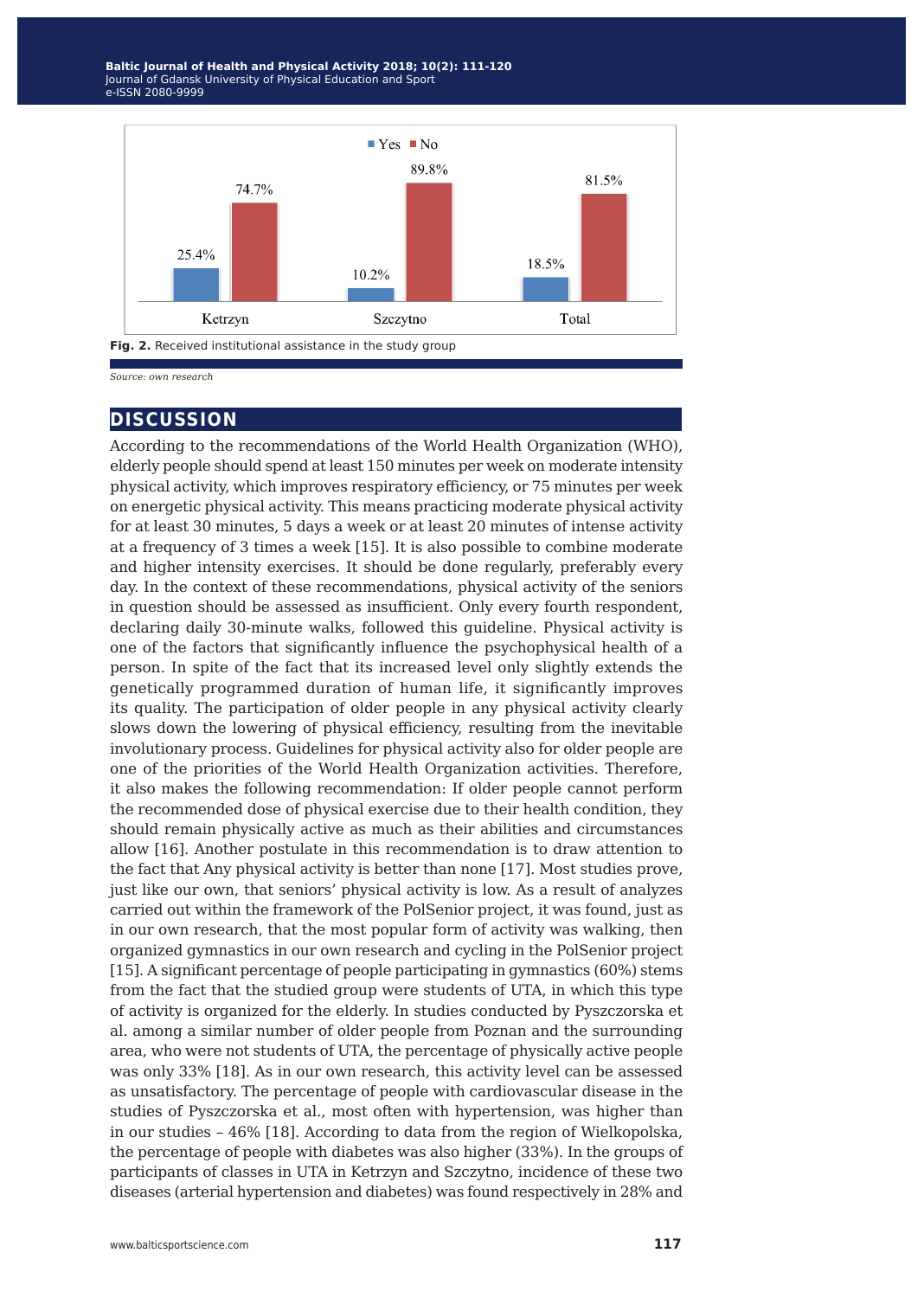| | Ketrzyn | Szczytno | Total |
|---|---|---|---|
| Yes | 25.4% | 10.2% | 18.5% |
| No | 74.7% | 89.8% | 81.5% |

**Fig. 2.** Received institutional assistance in the study group

*Source: own research*

## DISCUSSION

According to the recommendations of the World Health Organization (WHO), elderly people should spend at least 150 minutes per week on moderate intensity physical activity, which improves respiratory efficiency, or 75 minutes per week on energetic physical activity. This means practicing moderate physical activity for at least 30 minutes, 5 days a week or at least 20 minutes of intense activity at a frequency of 3 times a week [15]. It is also possible to combine moderate and higher intensity exercises. It should be done regularly, preferably every day. In the context of these recommendations, physical activity of the seniors in question should be assessed as insufficient. Only every fourth respondent, declaring daily 30-minute walks, followed this guideline. Physical activity is one of the factors that significantly influence the psychophysical health of a person. In spite of the fact that its increased level only slightly extends the genetically programmed duration of human life, it significantly improves its quality. The participation of older people in any physical activity clearly slows down the lowering of physical efficiency, resulting from the inevitable involutionary process. Guidelines for physical activity also for older people are one of the priorities of the World Health Organization activities. Therefore, it also makes the following recommendation: If older people cannot perform the recommended dose of physical exercise due to their health condition, they should remain physically active as much as their abilities and circumstances allow [16]. Another postulate in this recommendation is to draw attention to the fact that Any physical activity is better than none [17]. Most studies prove, just like our own, that seniors' physical activity is low. As a result of analyzes carried out within the framework of the PolSenior project, it was found, just as in our own research, that the most popular form of activity was walking, then organized gymnastics in our own research and cycling in the PolSenior project [15]. A significant percentage of people participating in gymnastics (60%) stems from the fact that the studied group were students of UTA, in which this type of activity is organized for the elderly. In studies conducted by Pyszczorska et al. among a similar number of older people from Poznan and the surrounding area, who were not students of UTA, the percentage of physically active people was only 33% [18]. As in our own research, this activity level can be assessed as unsatisfactory. The percentage of people with cardiovascular disease in the studies of Pyszczorska et al., most often with hypertension, was higher than in our studies – 46% [18]. According to data from the region of Wielkopolska, the percentage of people with diabetes was also higher (33%). In the groups of participants of classes in UTA in Ketrzyn and Szczytno, incidence of these two diseases (arterial hypertension and diabetes) was found respectively in 28% and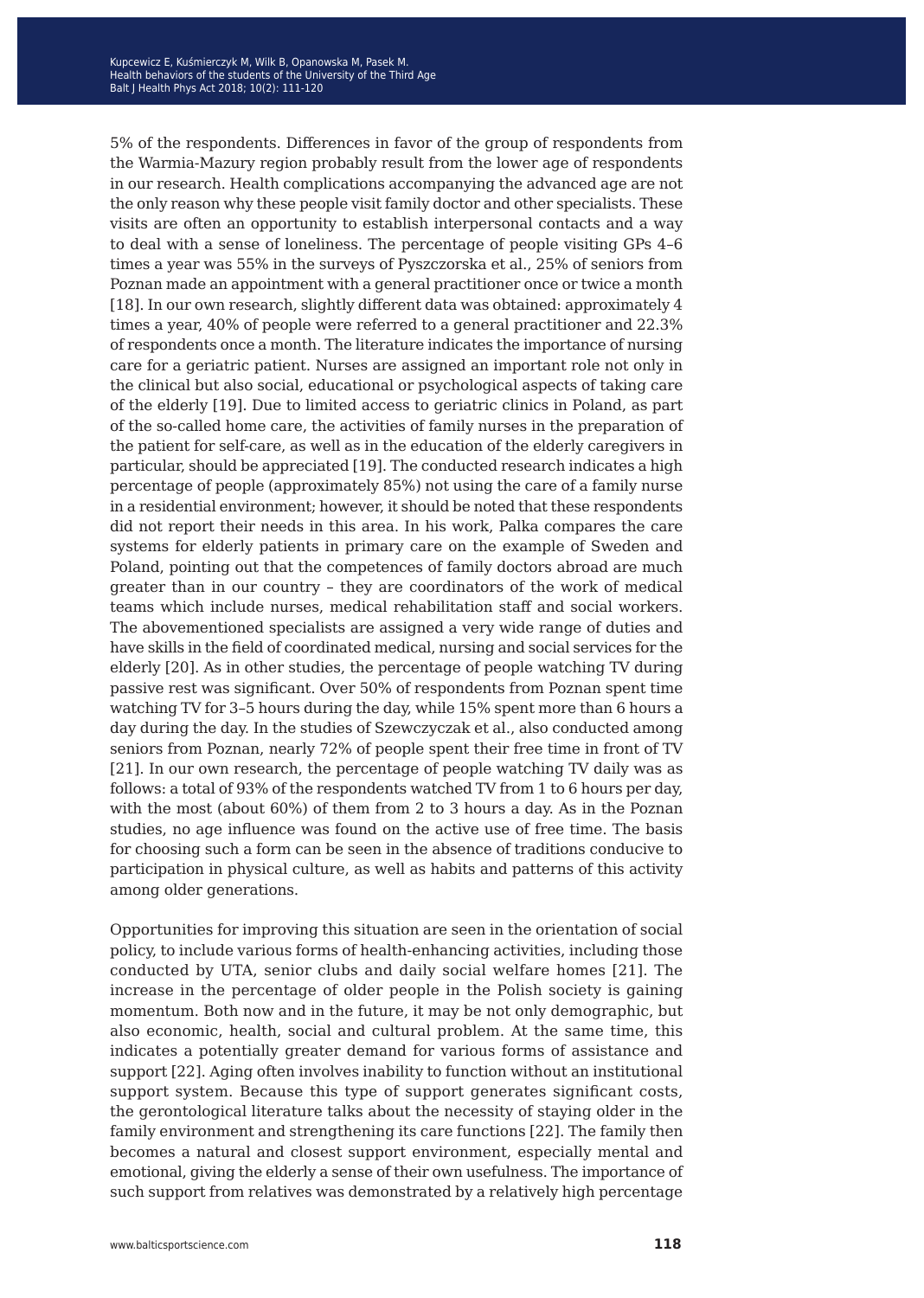5% of the respondents. Differences in favor of the group of respondents from the Warmia-Mazury region probably result from the lower age of respondents in our research. Health complications accompanying the advanced age are not the only reason why these people visit family doctor and other specialists. These visits are often an opportunity to establish interpersonal contacts and a way to deal with a sense of loneliness. The percentage of people visiting GPs 4–6 times a year was 55% in the surveys of Pyszczorska et al., 25% of seniors from Poznan made an appointment with a general practitioner once or twice a month [18]. In our own research, slightly different data was obtained: approximately 4 times a year, 40% of people were referred to a general practitioner and 22.3% of respondents once a month. The literature indicates the importance of nursing care for a geriatric patient. Nurses are assigned an important role not only in the clinical but also social, educational or psychological aspects of taking care of the elderly [19]. Due to limited access to geriatric clinics in Poland, as part of the so-called home care, the activities of family nurses in the preparation of the patient for self-care, as well as in the education of the elderly caregivers in particular, should be appreciated [19]. The conducted research indicates a high percentage of people (approximately 85%) not using the care of a family nurse in a residential environment; however, it should be noted that these respondents did not report their needs in this area. In his work, Palka compares the care systems for elderly patients in primary care on the example of Sweden and Poland, pointing out that the competences of family doctors abroad are much greater than in our country – they are coordinators of the work of medical teams which include nurses, medical rehabilitation staff and social workers. The abovementioned specialists are assigned a very wide range of duties and have skills in the field of coordinated medical, nursing and social services for the elderly [20]. As in other studies, the percentage of people watching TV during passive rest was significant. Over 50% of respondents from Poznan spent time watching TV for 3–5 hours during the day, while 15% spent more than 6 hours a day during the day. In the studies of Szewczyczak et al., also conducted among seniors from Poznan, nearly 72% of people spent their free time in front of TV [21]. In our own research, the percentage of people watching TV daily was as follows: a total of 93% of the respondents watched TV from 1 to 6 hours per day, with the most (about 60%) of them from 2 to 3 hours a day. As in the Poznan studies, no age influence was found on the active use of free time. The basis for choosing such a form can be seen in the absence of traditions conducive to participation in physical culture, as well as habits and patterns of this activity among older generations.

Opportunities for improving this situation are seen in the orientation of social policy, to include various forms of health-enhancing activities, including those conducted by UTA, senior clubs and daily social welfare homes [21]. The increase in the percentage of older people in the Polish society is gaining momentum. Both now and in the future, it may be not only demographic, but also economic, health, social and cultural problem. At the same time, this indicates a potentially greater demand for various forms of assistance and support [22]. Aging often involves inability to function without an institutional support system. Because this type of support generates significant costs, the gerontological literature talks about the necessity of staying older in the family environment and strengthening its care functions [22]. The family then becomes a natural and closest support environment, especially mental and emotional, giving the elderly a sense of their own usefulness. The importance of such support from relatives was demonstrated by a relatively high percentage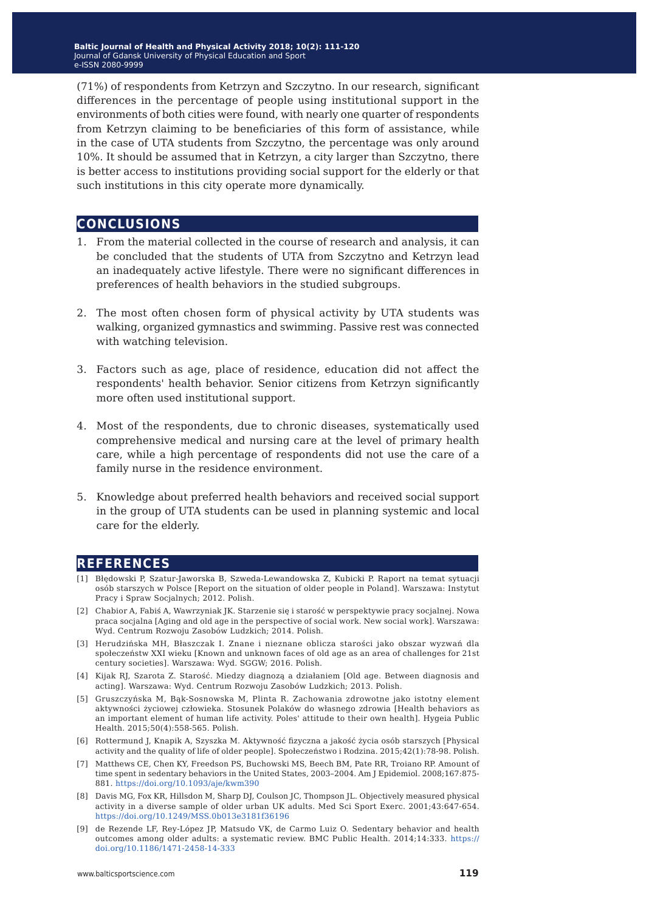(71%) of respondents from Ketrzyn and Szczytno. In our research, significant differences in the percentage of people using institutional support in the environments of both cities were found, with nearly one quarter of respondents from Ketrzyn claiming to be beneficiaries of this form of assistance, while in the case of UTA students from Szczytno, the percentage was only around 10%. It should be assumed that in Ketrzyn, a city larger than Szczytno, there is better access to institutions providing social support for the elderly or that such institutions in this city operate more dynamically.

## CONCLUSIONS

1. From the material collected in the course of research and analysis, it can be concluded that the students of UTA from Szczytno and Ketrzyn lead an inadequately active lifestyle. There were no significant differences in preferences of health behaviors in the studied subgroups.

2. The most often chosen form of physical activity by UTA students was walking, organized gymnastics and swimming. Passive rest was connected with watching television.

3. Factors such as age, place of residence, education did not affect the respondents' health behavior. Senior citizens from Ketrzyn significantly more often used institutional support.

4. Most of the respondents, due to chronic diseases, systematically used comprehensive medical and nursing care at the level of primary health care, while a high percentage of respondents did not use the care of a family nurse in the residence environment.

5. Knowledge about preferred health behaviors and received social support in the group of UTA students can be used in planning systemic and local care for the elderly.

## REFERENCES

[1] Błędowski P, Szatur-Jaworska B, Szweda-Lewandowska Z, Kubicki P. Raport na temat sytuacji osób starszych w Polsce [Report on the situation of older people in Poland]. Warszawa: Instytut Pracy i Spraw Socjalnych; 2012. Polish.

[2] Chabior A, Fabiś A, Wawrzyniak JK. Starzenie się i starość w perspektywie pracy socjalnej. Nowa praca socjalna [Aging and old age in the perspective of social work. New social work]. Warszawa: Wyd. Centrum Rozwoju Zasobów Ludzkich; 2014. Polish.

[3] Herudzińska MH, Błaszczak I. Znane i nieznane oblicza starości jako obszar wyzwań dla społeczeństw XXI wieku [Known and unknown faces of old age as an area of challenges for 21st century societies]. Warszawa: Wyd. SGGW; 2016. Polish.

[4] Kijak RJ, Szarota Z. Starość. Miedzy diagnozą a działaniem [Old age. Between diagnosis and acting]. Warszawa: Wyd. Centrum Rozwoju Zasobów Ludzkich; 2013. Polish.

[5] Gruszczyńska M, Bąk-Sosnowska M, Plinta R. Zachowania zdrowotne jako istotny element aktywności życiowej człowieka. Stosunek Polaków do własnego zdrowia [Health behaviors as an important element of human life activity. Poles' attitude to their own health]. Hygeia Public Health. 2015;50(4):558-565. Polish.

[6] Rottermund J, Knapik A, Szyszka M. Aktywność fizyczna a jakość życia osób starszych [Physical activity and the quality of life of older people]. Społeczeństwo i Rodzina. 2015;42(1):78-98. Polish.

[7] Matthews CE, Chen KY, Freedson PS, Buchowski MS, Beech BM, Pate RR, Troiano RP. Amount of time spent in sedentary behaviors in the United States, 2003–2004. Am J Epidemiol. 2008;167:875-881. https://doi.org/10.1093/aje/kwm390

[8] Davis MG, Fox KR, Hillsdon M, Sharp DJ, Coulson JC, Thompson JL. Objectively measured physical activity in a diverse sample of older urban UK adults. Med Sci Sport Exerc. 2001;43:647-654. https://doi.org/10.1249/MSS.0b013e3181f36196

[9] de Rezende LF, Rey-López JP, Matsudo VK, de Carmo Luiz O. Sedentary behavior and health outcomes among older adults: a systematic review. BMC Public Health. 2014;14:333. https://doi.org/10.1186/1471-2458-14-333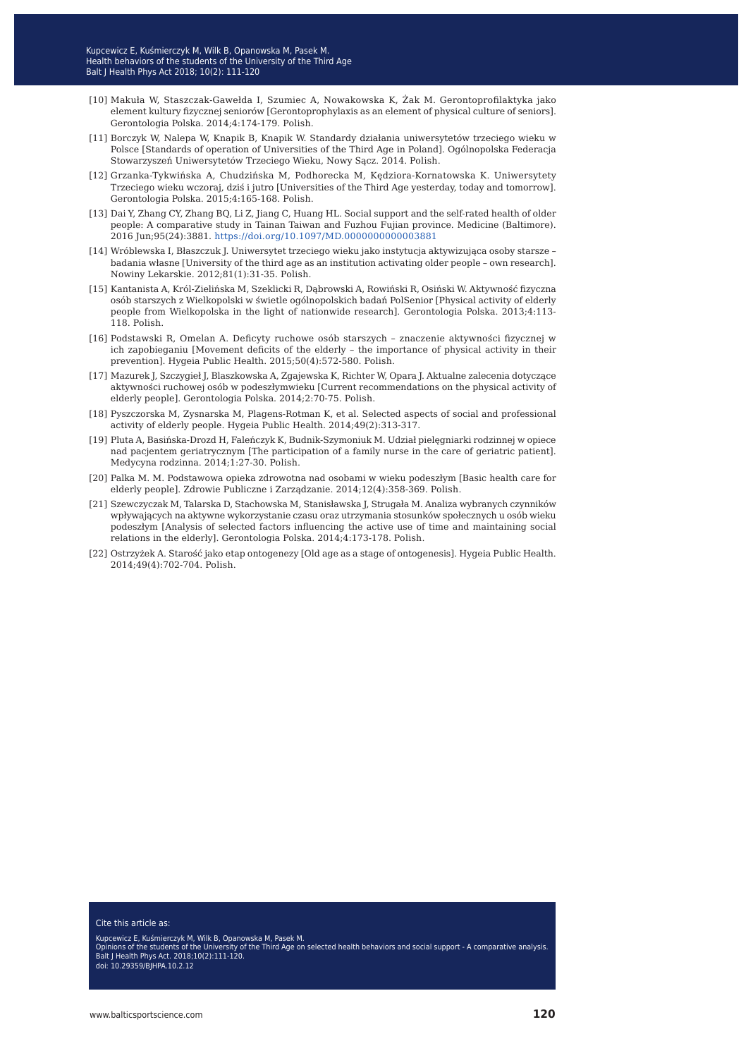[10] Makuła W, Staszczak-Gawełda I, Szumiec A, Nowakowska K, Żak M. Gerontoprofilaktyka jako element kultury fizycznej seniorów [Gerontoprophylaxis as an element of physical culture of seniors]. Gerontologia Polska. 2014;4:174-179. Polish.

[11] Borczyk W, Nalepa W, Knapik B, Knapik W. Standardy działania uniwersytetów trzeciego wieku w Polsce [Standards of operation of Universities of the Third Age in Poland]. Ogólnopolska Federacja Stowarzyszeń Uniwersytetów Trzeciego Wieku, Nowy Sącz. 2014. Polish.

[12] Grzanka-Tykwińska A, Chudzińska M, Podhorecka M, Kędziora-Kornatowska K. Uniwersytety Trzeciego wieku wczoraj, dziś i jutro [Universities of the Third Age yesterday, today and tomorrow]. Gerontologia Polska. 2015;4:165-168. Polish.

[13] Dai Y, Zhang CY, Zhang BQ, Li Z, Jiang C, Huang HL. Social support and the self-rated health of older people: A comparative study in Tainan Taiwan and Fuzhou Fujian province. Medicine (Baltimore). 2016 Jun;95(24):3881. https://doi.org/10.1097/MD.0000000000003881

[14] Wróblewska I, Błaszczuk J. Uniwersytet trzeciego wieku jako instytucja aktywizująca osoby starsze – badania własne [University of the third age as an institution activating older people – own research]. Nowiny Lekarskie. 2012;81(1):31-35. Polish.

[15] Kantanista A, Król-Zielińska M, Szeklicki R, Dąbrowski A, Rowiński R, Osiński W. Aktywność fizyczna osób starszych z Wielkopolski w świetle ogólnopolskich badań PolSenior [Physical activity of elderly people from Wielkopolska in the light of nationwide research]. Gerontologia Polska. 2013;4:113-118. Polish.

[16] Podstawski R, Omelan A. Deficyty ruchowe osób starszych – znaczenie aktywności fizycznej w ich zapobieganiu [Movement deficits of the elderly – the importance of physical activity in their prevention]. Hygeia Public Health. 2015;50(4):572-580. Polish.

[17] Mazurek J, Szczygieł J, Blaszkowska A, Zgajewska K, Richter W, Opara J. Aktualne zalecenia dotyczące aktywności ruchowej osób w podeszływieku [Current recommendations on the physical activity of elderly people]. Gerontologia Polska. 2014;2:70-75. Polish.

[18] Pyszczorska M, Zysnarska M, Plagens-Rotman K, et al. Selected aspects of social and professional activity of elderly people. Hygeia Public Health. 2014;49(2):313-317.

[19] Pluta A, Basińska-Drozd H, Faleńczyk K, Budnik-Szymoniuk M. Udział pielęgniarki rodzinnej w opiece nad pacjentem geriatrycznym [The participation of a family nurse in the care of geriatric patient]. Medycyna rodzinna. 2014;1:27-30. Polish.

[20] Palka M. M. Podstawowa opieka zdrowotna nad osobami w wieku podeszłym [Basic health care for elderly people]. Zdrowie Publiczne i Zarządzanie. 2014;12(4):358-369. Polish.

[21] Szewczyczak M, Talarska D, Stachowska M, Stanisławska J, Strugała M. Analiza wybranych czynników wpływających na aktywne wykorzystanie czasu oraz utrzymania stosunków społecznych u osób wieku podeszłym [Analysis of selected factors influencing the active use of time and maintaining social relations in the elderly]. Gerontologia Polska. 2014;4:173-178. Polish.

[22] Ostrzyżek A. Starość jako etap ontogenezy [Old age as a stage of ontogenesis]. Hygeia Public Health. 2014;49(4):702-704. Polish.

Cite this article as:

Kupcewicz E, Kuśmierczyk M, Wilk B, Opanowska M, Pasek M.
Opinions of the students of the University of the Third Age on selected health behaviors and social support - A comparative analysis.
Balt J Health Phys Act. 2018;10(2):111-120.
doi: 10.29359/BJHPA.10.2.12